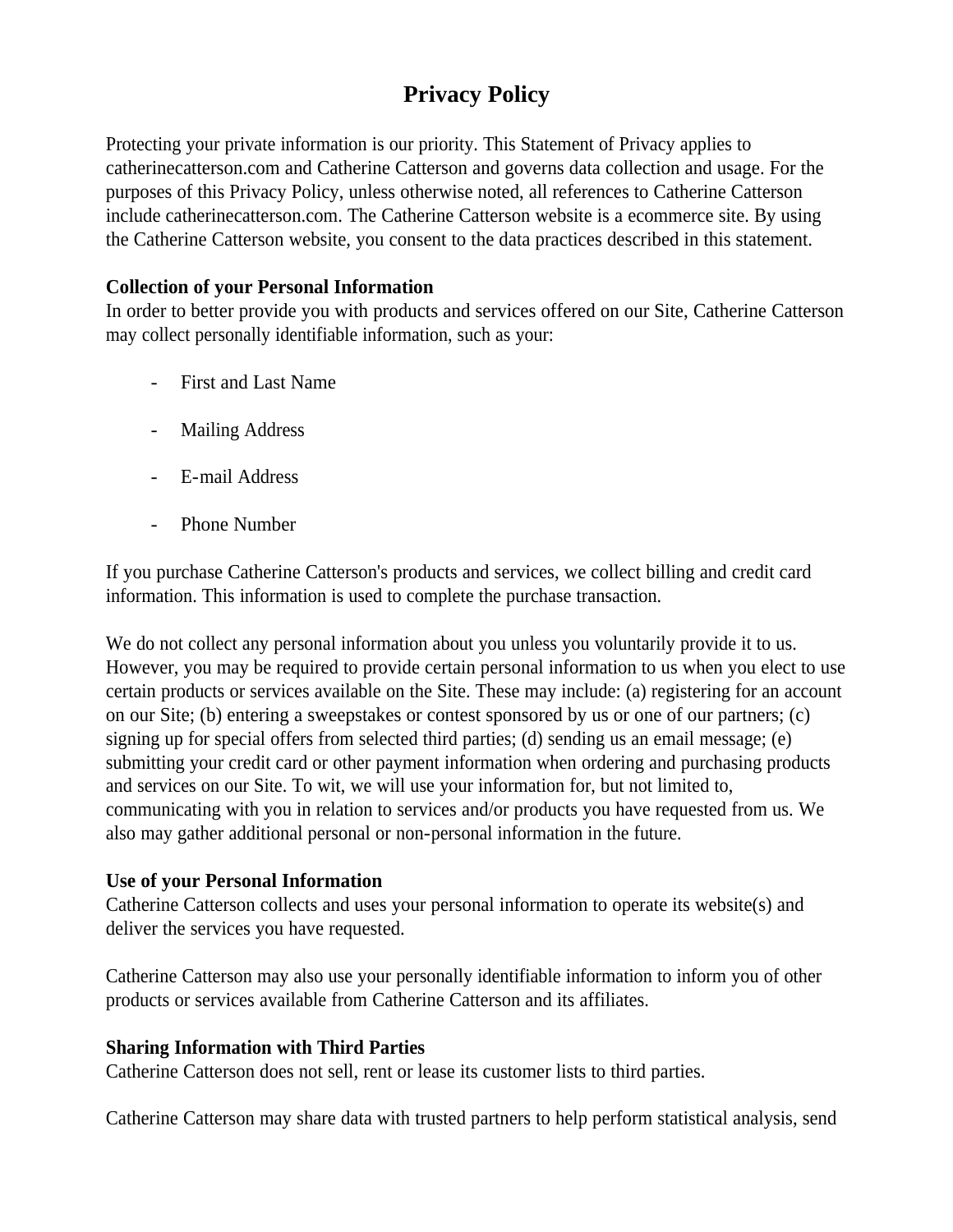# Privacy Policy

Protecting your private information is our priority. This Statement of Privacy applies to catherinecatterson.com and Catherine Catterson and governs data collection and usage. For the purposes of this Privacy Policy, unless otherwise noted, all references to Catherine Catterson include catherinecatterson.com. The Catherine Catterson website is a ecommerce site. By using the Catherine Catterson website, you consent to the data practices described in this statement.

**Collection of your Personal Information**

In order to better provide you with products and services offered on our Site, Catherine Catterson may collect personally identifiable information, such as your:

- First and Last Name
- Mailing Address
- E-mail Address
- Phone Number

If you purchase Catherine Catterson's products and services, we collect billing and credit card information. This information is used to complete the purchase transaction.

We do not collect any personal information about you unless you voluntarily provide it to us. However, you may be required to provide certain personal information to us when you elect to use certain products or services available on the Site. These may include: (a) registering for an account on our Site; (b) entering a sweepstakes or contest sponsored by us or one of our partners; (c) signing up for special offers from selected third parties; (d) sending us an email message; (e) submitting your credit card or other payment information when ordering and purchasing products and services on our Site. To wit, we will use your information for, but not limited to, communicating with you in relation to services and/or products you have requested from us. We also may gather additional personal or non-personal information in the future.

**Use of your Personal Information**

Catherine Catterson collects and uses your personal information to operate its website(s) and deliver the services you have requested.

Catherine Catterson may also use your personally identifiable information to inform you of other products or services available from Catherine Catterson and its affiliates.

**Sharing Information with Third Parties**

Catherine Catterson does not sell, rent or lease its customer lists to third parties.

Catherine Catterson may share data with trusted partners to help perform statistical analysis, send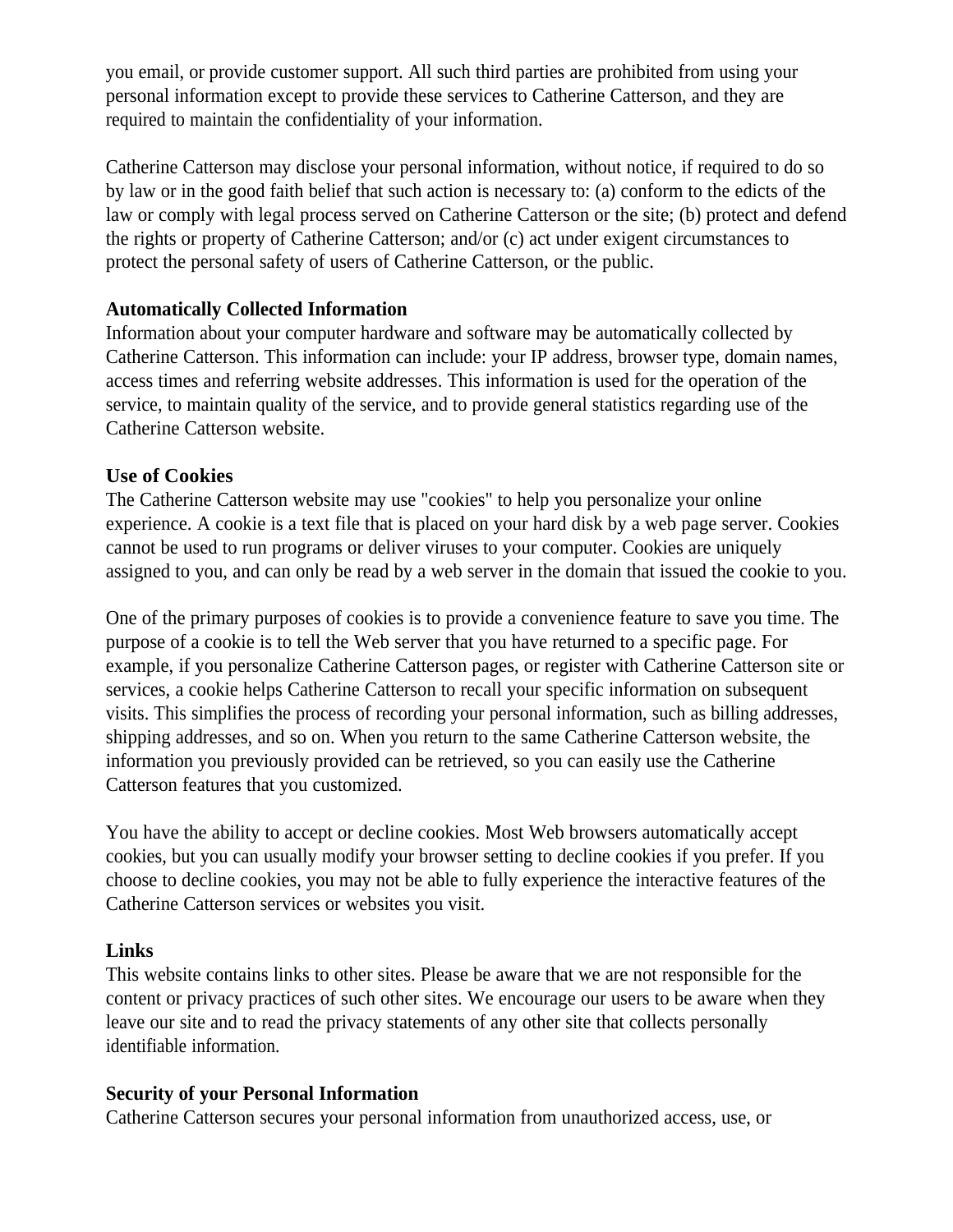you email, or provide customer support. All such third parties are prohibited from using your personal information except to provide these services to Catherine Catterson, and they are required to maintain the confidentiality of your information.

Catherine Catterson may disclose your personal information, without notice, if required to do so by law or in the good faith belief that such action is necessary to: (a) conform to the edicts of the law or comply with legal process served on Catherine Catterson or the site; (b) protect and defend the rights or property of Catherine Catterson; and/or (c) act under exigent circumstances to protect the personal safety of users of Catherine Catterson, or the public.

**Automatically Collected Information**

Information about your computer hardware and software may be automatically collected by Catherine Catterson. This information can include: your IP address, browser type, domain names, access times and referring website addresses. This information is used for the operation of the service, to maintain quality of the service, and to provide general statistics regarding use of the Catherine Catterson website.

**Use of Cookies**

The Catherine Catterson website may use "cookies" to help you personalize your online experience. A cookie is a text file that is placed on your hard disk by a web page server. Cookies cannot be used to run programs or deliver viruses to your computer. Cookies are uniquely assigned to you, and can only be read by a web server in the domain that issued the cookie to you.

One of the primary purposes of cookies is to provide a convenience feature to save you time. The purpose of a cookie is to tell the Web server that you have returned to a specific page. For example, if you personalize Catherine Catterson pages, or register with Catherine Catterson site or services, a cookie helps Catherine Catterson to recall your specific information on subsequent visits. This simplifies the process of recording your personal information, such as billing addresses, shipping addresses, and so on. When you return to the same Catherine Catterson website, the information you previously provided can be retrieved, so you can easily use the Catherine Catterson features that you customized.

You have the ability to accept or decline cookies. Most Web browsers automatically accept cookies, but you can usually modify your browser setting to decline cookies if you prefer. If you choose to decline cookies, you may not be able to fully experience the interactive features of the Catherine Catterson services or websites you visit.

**Links**

This website contains links to other sites. Please be aware that we are not responsible for the content or privacy practices of such other sites. We encourage our users to be aware when they leave our site and to read the privacy statements of any other site that collects personally identifiable information.

**Security of your Personal Information**

Catherine Catterson secures your personal information from unauthorized access, use, or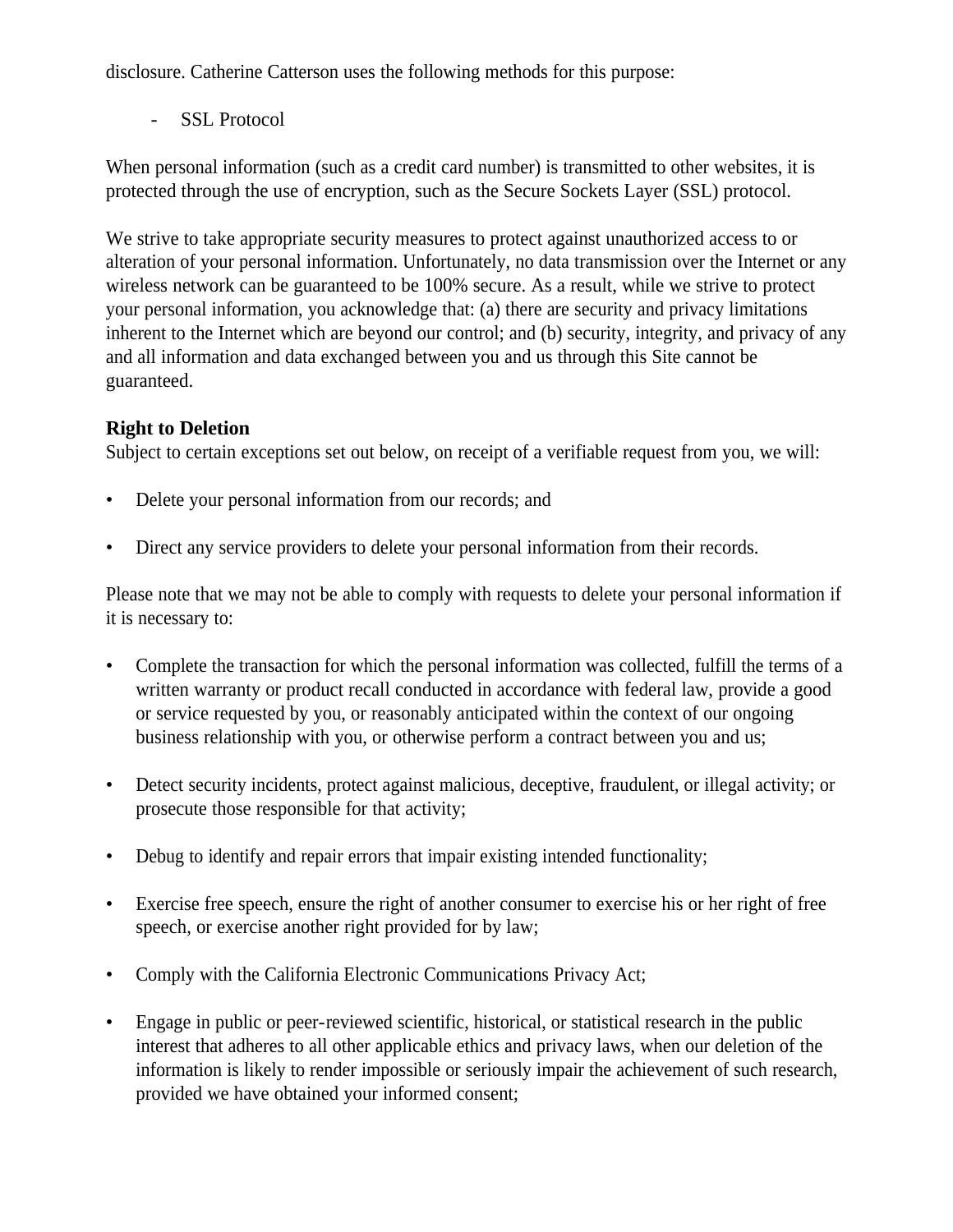disclosure. Catherine Catterson uses the following methods for this purpose:

- SSL Protocol

When personal information (such as a credit card number) is transmitted to other websites, it is protected through the use of encryption, such as the Secure Sockets Layer (SSL) protocol.

We strive to take appropriate security measures to protect against unauthorized access to or alteration of your personal information. Unfortunately, no data transmission over the Internet or any wireless network can be guaranteed to be 100% secure. As a result, while we strive to protect your personal information, you acknowledge that: (a) there are security and privacy limitations inherent to the Internet which are beyond our control; and (b) security, integrity, and privacy of any and all information and data exchanged between you and us through this Site cannot be guaranteed.

**Right to Deletion**

Subject to certain exceptions set out below, on receipt of a verifiable request from you, we will:

- Delete your personal information from our records; and
- Direct any service providers to delete your personal information from their records.

Please note that we may not be able to comply with requests to delete your personal information if it is necessary to:

- Complete the transaction for which the personal information was collected, fulfill the terms of a written warranty or product recall conducted in accordance with federal law, provide a good or service requested by you, or reasonably anticipated within the context of our ongoing business relationship with you, or otherwise perform a contract between you and us;
- Detect security incidents, protect against malicious, deceptive, fraudulent, or illegal activity; or prosecute those responsible for that activity;
- Debug to identify and repair errors that impair existing intended functionality;
- Exercise free speech, ensure the right of another consumer to exercise his or her right of free speech, or exercise another right provided for by law;
- Comply with the California Electronic Communications Privacy Act;
- Engage in public or peer-reviewed scientific, historical, or statistical research in the public interest that adheres to all other applicable ethics and privacy laws, when our deletion of the information is likely to render impossible or seriously impair the achievement of such research, provided we have obtained your informed consent;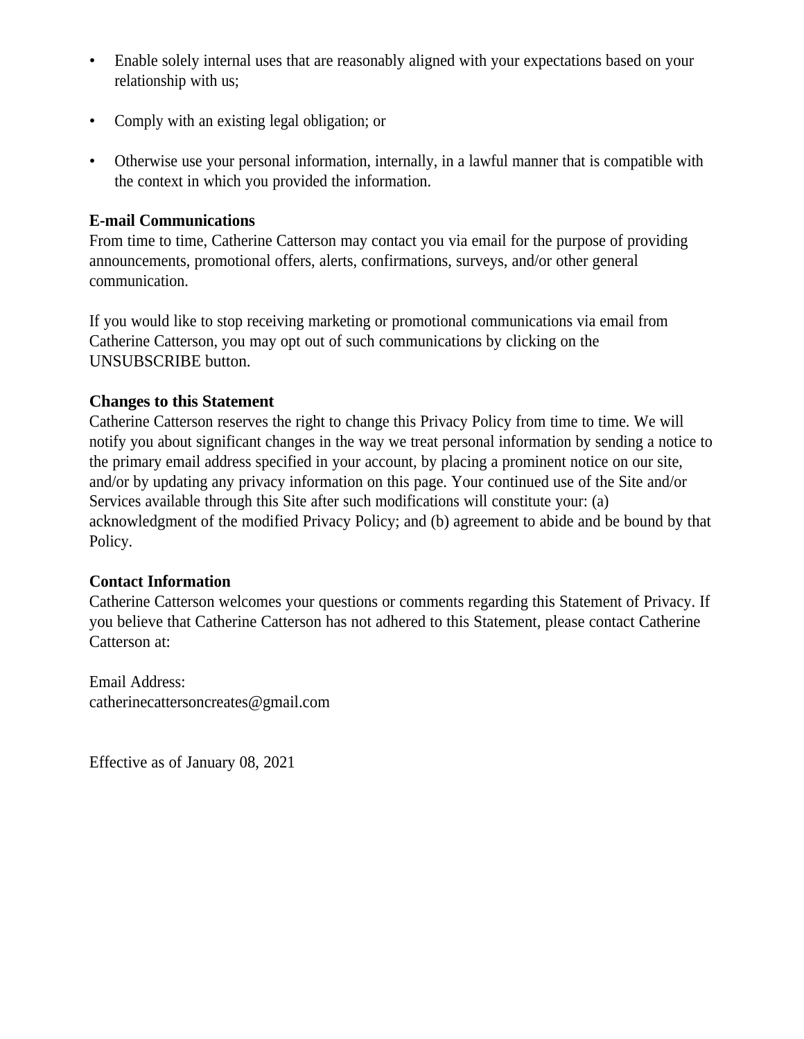- Enable solely internal uses that are reasonably aligned with your expectations based on your relationship with us;
- Comply with an existing legal obligation; or
- Otherwise use your personal information, internally, in a lawful manner that is compatible with the context in which you provided the information.

**E-mail Communications**

From time to time, Catherine Catterson may contact you via email for the purpose of providing announcements, promotional offers, alerts, confirmations, surveys, and/or other general communication.

If you would like to stop receiving marketing or promotional communications via email from Catherine Catterson, you may opt out of such communications by clicking on the UNSUBSCRIBE button.

**Changes to this Statement**

Catherine Catterson reserves the right to change this Privacy Policy from time to time. We will notify you about significant changes in the way we treat personal information by sending a notice to the primary email address specified in your account, by placing a prominent notice on our site, and/or by updating any privacy information on this page. Your continued use of the Site and/or Services available through this Site after such modifications will constitute your: (a) acknowledgment of the modified Privacy Policy; and (b) agreement to abide and be bound by that Policy.

**Contact Information**

Catherine Catterson welcomes your questions or comments regarding this Statement of Privacy. If you believe that Catherine Catterson has not adhered to this Statement, please contact Catherine Catterson at:

Email Address:
catherinecattersoncreates@gmail.com

Effective as of January 08, 2021